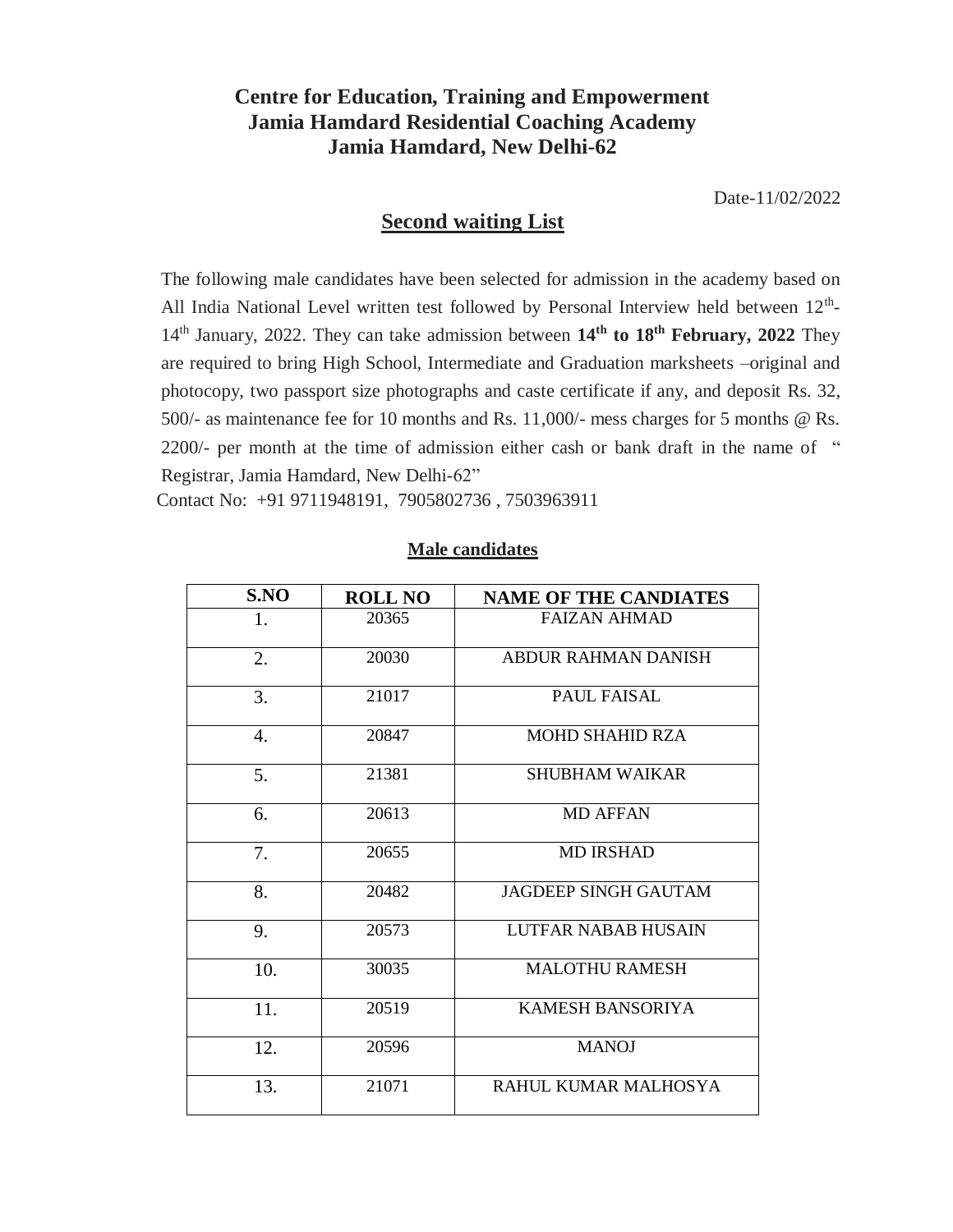**Centre for Education, Training and Empowerment**
**Jamia Hamdard Residential Coaching Academy**
**Jamia Hamdard, New Delhi-62**

Date-11/02/2022

## Second waiting List

The following male candidates have been selected for admission in the academy based on All India National Level written test followed by Personal Interview held between 12th-14th January, 2022. They can take admission between **14th to 18th February, 2022** They are required to bring High School, Intermediate and Graduation marksheets –original and photocopy, two passport size photographs and caste certificate if any, and deposit Rs. 32, 500/- as maintenance fee for 10 months and Rs. 11,000/- mess charges for 5 months @ Rs. 2200/- per month at the time of admission either cash or bank draft in the name of " Registrar, Jamia Hamdard, New Delhi-62"

Contact No: +91 9711948191, 7905802736 , 7503963911

**Male candidates**

| S.NO | ROLL NO | NAME OF THE CANDIATES |
|---|---|---|
| 1. | 20365 | FAIZAN AHMAD |
| 2. | 20030 | ABDUR RAHMAN DANISH |
| 3. | 21017 | PAUL FAISAL |
| 4. | 20847 | MOHD SHAHID RZA |
| 5. | 21381 | SHUBHAM WAIKAR |
| 6. | 20613 | MD AFFAN |
| 7. | 20655 | MD IRSHAD |
| 8. | 20482 | JAGDEEP SINGH GAUTAM |
| 9. | 20573 | LUTFAR NABAB HUSAIN |
| 10. | 30035 | MALOTHU RAMESH |
| 11. | 20519 | KAMESH BANSORIYA |
| 12. | 20596 | MANOJ |
| 13. | 21071 | RAHUL KUMAR MALHOSYA |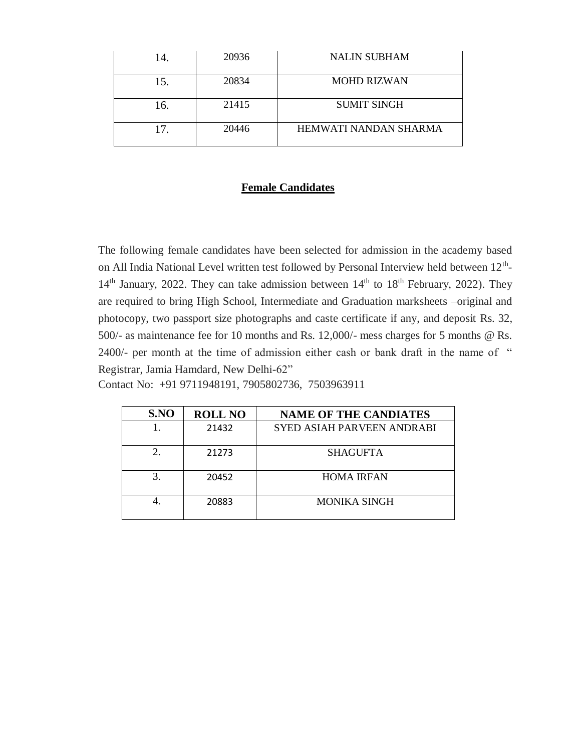| | | |
|---|---|---|
| 14. | 20936 | NALIN SUBHAM |
| 15. | 20834 | MOHD RIZWAN |
| 16. | 21415 | SUMIT SINGH |
| 17. | 20446 | HEMWATI NANDAN SHARMA |

## Female Candidates

The following female candidates have been selected for admission in the academy based on All India National Level written test followed by Personal Interview held between 12th-14th January, 2022. They can take admission between 14th to 18th February, 2022). They are required to bring High School, Intermediate and Graduation marksheets –original and photocopy, two passport size photographs and caste certificate if any, and deposit Rs. 32, 500/- as maintenance fee for 10 months and Rs. 12,000/- mess charges for 5 months @ Rs. 2400/- per month at the time of admission either cash or bank draft in the name of " Registrar, Jamia Hamdard, New Delhi-62"

Contact No: +91 9711948191, 7905802736, 7503963911

| S.NO | ROLL NO | NAME OF THE CANDIATES |
|---|---|---|
| 1. | 21432 | SYED ASIAH PARVEEN ANDRABI |
| 2. | 21273 | SHAGUFTA |
| 3. | 20452 | HOMA IRFAN |
| 4. | 20883 | MONIKA SINGH |